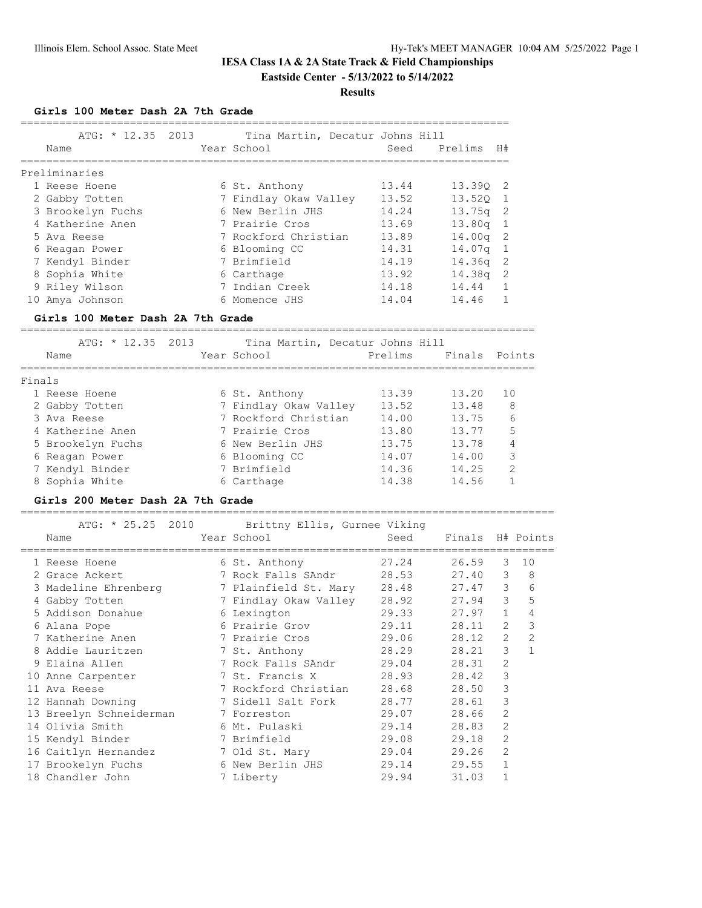# IESA Class 1A & 2A State Track & Field Championships

**Eastside Center - 5/13/2022 to 5/14/2022**

**Results**

## Girls 100 Meter Dash 2A 7th Grade

ATG: * 12.35 2013 Tina Martin, Decatur Johns Hill

**Preliminaries**

| | Name | Year | School | Seed | Prelims | H# |
|---|---|---|---|---|---|---|
| 1 | Reese Hoene | 6 | St. Anthony | 13.44 | 13.39Q | 2 |
| 2 | Gabby Totten | 7 | Findlay Okaw Valley | 13.52 | 13.52Q | 1 |
| 3 | Brookelyn Fuchs | 6 | New Berlin JHS | 14.24 | 13.75q | 2 |
| 4 | Katherine Anen | 7 | Prairie Cros | 13.69 | 13.80q | 1 |
| 5 | Ava Reese | 7 | Rockford Christian | 13.89 | 14.00q | 2 |
| 6 | Reagan Power | 6 | Blooming CC | 14.31 | 14.07q | 1 |
| 7 | Kendyl Binder | 7 | Brimfield | 14.19 | 14.36q | 2 |
| 8 | Sophia White | 6 | Carthage | 13.92 | 14.38q | 2 |
| 9 | Riley Wilson | 7 | Indian Creek | 14.18 | 14.44 | 1 |
| 10 | Amya Johnson | 6 | Momence JHS | 14.04 | 14.46 | 1 |

## Girls 100 Meter Dash 2A 7th Grade

ATG: * 12.35 2013 Tina Martin, Decatur Johns Hill

**Finals**

| | Name | Year | School | Prelims | Finals | Points |
|---|---|---|---|---|---|---|
| 1 | Reese Hoene | 6 | St. Anthony | 13.39 | 13.20 | 10 |
| 2 | Gabby Totten | 7 | Findlay Okaw Valley | 13.52 | 13.48 | 8 |
| 3 | Ava Reese | 7 | Rockford Christian | 14.00 | 13.75 | 6 |
| 4 | Katherine Anen | 7 | Prairie Cros | 13.80 | 13.77 | 5 |
| 5 | Brookelyn Fuchs | 6 | New Berlin JHS | 13.75 | 13.78 | 4 |
| 6 | Reagan Power | 6 | Blooming CC | 14.07 | 14.00 | 3 |
| 7 | Kendyl Binder | 7 | Brimfield | 14.36 | 14.25 | 2 |
| 8 | Sophia White | 6 | Carthage | 14.38 | 14.56 | 1 |

## Girls 200 Meter Dash 2A 7th Grade

ATG: * 25.25 2010 Brittny Ellis, Gurnee Viking

| | Name | Year | School | Seed | Finals | H# | Points |
|---|---|---|---|---|---|---|---|
| 1 | Reese Hoene | 6 | St. Anthony | 27.24 | 26.59 | 3 | 10 |
| 2 | Grace Ackert | 7 | Rock Falls SAndr | 28.53 | 27.40 | 3 | 8 |
| 3 | Madeline Ehrenberg | 7 | Plainfield St. Mary | 28.48 | 27.47 | 3 | 6 |
| 4 | Gabby Totten | 7 | Findlay Okaw Valley | 28.92 | 27.94 | 3 | 5 |
| 5 | Addison Donahue | 6 | Lexington | 29.33 | 27.97 | 1 | 4 |
| 6 | Alana Pope | 6 | Prairie Grov | 29.11 | 28.11 | 2 | 3 |
| 7 | Katherine Anen | 7 | Prairie Cros | 29.06 | 28.12 | 2 | 2 |
| 8 | Addie Lauritzen | 7 | St. Anthony | 28.29 | 28.21 | 3 | 1 |
| 9 | Elaina Allen | 7 | Rock Falls SAndr | 29.04 | 28.31 | 2 | |
| 10 | Anne Carpenter | 7 | St. Francis X | 28.93 | 28.42 | 3 | |
| 11 | Ava Reese | 7 | Rockford Christian | 28.68 | 28.50 | 3 | |
| 12 | Hannah Downing | 7 | Sidell Salt Fork | 28.77 | 28.61 | 3 | |
| 13 | Breelyn Schneiderman | 7 | Forreston | 29.07 | 28.66 | 2 | |
| 14 | Olivia Smith | 6 | Mt. Pulaski | 29.14 | 28.83 | 2 | |
| 15 | Kendyl Binder | 7 | Brimfield | 29.08 | 29.18 | 2 | |
| 16 | Caitlyn Hernandez | 7 | Old St. Mary | 29.04 | 29.26 | 2 | |
| 17 | Brookelyn Fuchs | 6 | New Berlin JHS | 29.14 | 29.55 | 1 | |
| 18 | Chandler John | 7 | Liberty | 29.94 | 31.03 | 1 | |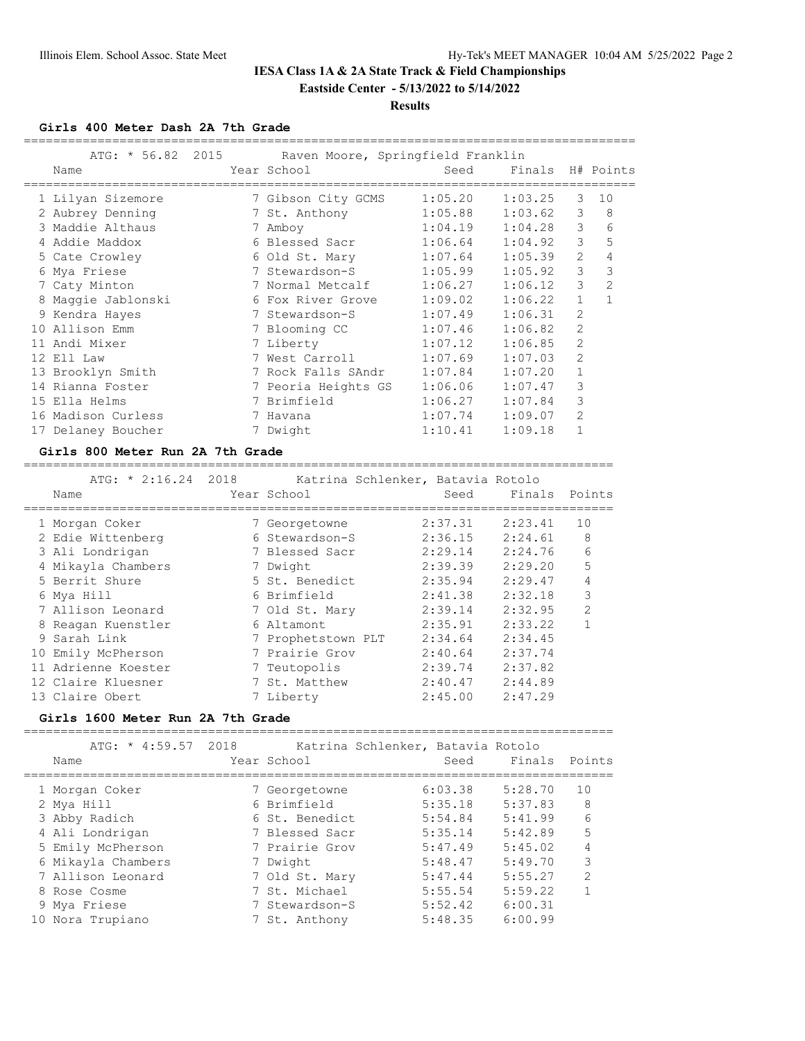**IESA Class 1A & 2A State Track & Field Championships**

**Eastside Center - 5/13/2022 to 5/14/2022**

**Results**

### Girls 400 Meter Dash 2A 7th Grade

ATG: * 56.82 2015 Raven Moore, Springfield Franklin

| | Name | Year | School | Seed | Finals | H# | Points |
|---|---|---|---|---|---|---|---|
| 1 | Lilyan Sizemore | 7 | Gibson City GCMS | 1:05.20 | 1:03.25 | 3 | 10 |
| 2 | Aubrey Denning | 7 | St. Anthony | 1:05.88 | 1:03.62 | 3 | 8 |
| 3 | Maddie Althaus | 7 | Amboy | 1:04.19 | 1:04.28 | 3 | 6 |
| 4 | Addie Maddox | 6 | Blessed Sacr | 1:06.64 | 1:04.92 | 3 | 5 |
| 5 | Cate Crowley | 6 | Old St. Mary | 1:07.64 | 1:05.39 | 2 | 4 |
| 6 | Mya Friese | 7 | Stewardson-S | 1:05.99 | 1:05.92 | 3 | 3 |
| 7 | Caty Minton | 7 | Normal Metcalf | 1:06.27 | 1:06.12 | 3 | 2 |
| 8 | Maggie Jablonski | 6 | Fox River Grove | 1:09.02 | 1:06.22 | 1 | 1 |
| 9 | Kendra Hayes | 7 | Stewardson-S | 1:07.49 | 1:06.31 | 2 | |
| 10 | Allison Emm | 7 | Blooming CC | 1:07.46 | 1:06.82 | 2 | |
| 11 | Andi Mixer | 7 | Liberty | 1:07.12 | 1:06.85 | 2 | |
| 12 | Ell Law | 7 | West Carroll | 1:07.69 | 1:07.03 | 2 | |
| 13 | Brooklyn Smith | 7 | Rock Falls SAndr | 1:07.84 | 1:07.20 | 1 | |
| 14 | Rianna Foster | 7 | Peoria Heights GS | 1:06.06 | 1:07.47 | 3 | |
| 15 | Ella Helms | 7 | Brimfield | 1:06.27 | 1:07.84 | 3 | |
| 16 | Madison Curless | 7 | Havana | 1:07.74 | 1:09.07 | 2 | |
| 17 | Delaney Boucher | 7 | Dwight | 1:10.41 | 1:09.18 | 1 | |

### Girls 800 Meter Run 2A 7th Grade

ATG: * 2:16.24 2018 Katrina Schlenker, Batavia Rotolo

| | Name | Year | School | Seed | Finals | Points |
|---|---|---|---|---|---|---|
| 1 | Morgan Coker | 7 | Georgetowne | 2:37.31 | 2:23.41 | 10 |
| 2 | Edie Wittenberg | 6 | Stewardson-S | 2:36.15 | 2:24.61 | 8 |
| 3 | Ali Londrigan | 7 | Blessed Sacr | 2:29.14 | 2:24.76 | 6 |
| 4 | Mikayla Chambers | 7 | Dwight | 2:39.39 | 2:29.20 | 5 |
| 5 | Berrit Shure | 5 | St. Benedict | 2:35.94 | 2:29.47 | 4 |
| 6 | Mya Hill | 6 | Brimfield | 2:41.38 | 2:32.18 | 3 |
| 7 | Allison Leonard | 7 | Old St. Mary | 2:39.14 | 2:32.95 | 2 |
| 8 | Reagan Kuenstler | 6 | Altamont | 2:35.91 | 2:33.22 | 1 |
| 9 | Sarah Link | 7 | Prophetstown PLT | 2:34.64 | 2:34.45 | |
| 10 | Emily McPherson | 7 | Prairie Grov | 2:40.64 | 2:37.74 | |
| 11 | Adrienne Koester | 7 | Teutopolis | 2:39.74 | 2:37.82 | |
| 12 | Claire Kluesner | 7 | St. Matthew | 2:40.47 | 2:44.89 | |
| 13 | Claire Obert | 7 | Liberty | 2:45.00 | 2:47.29 | |

### Girls 1600 Meter Run 2A 7th Grade

ATG: * 4:59.57 2018 Katrina Schlenker, Batavia Rotolo

| | Name | Year | School | Seed | Finals | Points |
|---|---|---|---|---|---|---|
| 1 | Morgan Coker | 7 | Georgetowne | 6:03.38 | 5:28.70 | 10 |
| 2 | Mya Hill | 6 | Brimfield | 5:35.18 | 5:37.83 | 8 |
| 3 | Abby Radich | 6 | St. Benedict | 5:54.84 | 5:41.99 | 6 |
| 4 | Ali Londrigan | 7 | Blessed Sacr | 5:35.14 | 5:42.89 | 5 |
| 5 | Emily McPherson | 7 | Prairie Grov | 5:47.49 | 5:45.02 | 4 |
| 6 | Mikayla Chambers | 7 | Dwight | 5:48.47 | 5:49.70 | 3 |
| 7 | Allison Leonard | 7 | Old St. Mary | 5:47.44 | 5:55.27 | 2 |
| 8 | Rose Cosme | 7 | St. Michael | 5:55.54 | 5:59.22 | 1 |
| 9 | Mya Friese | 7 | Stewardson-S | 5:52.42 | 6:00.31 | |
| 10 | Nora Trupiano | 7 | St. Anthony | 5:48.35 | 6:00.99 | |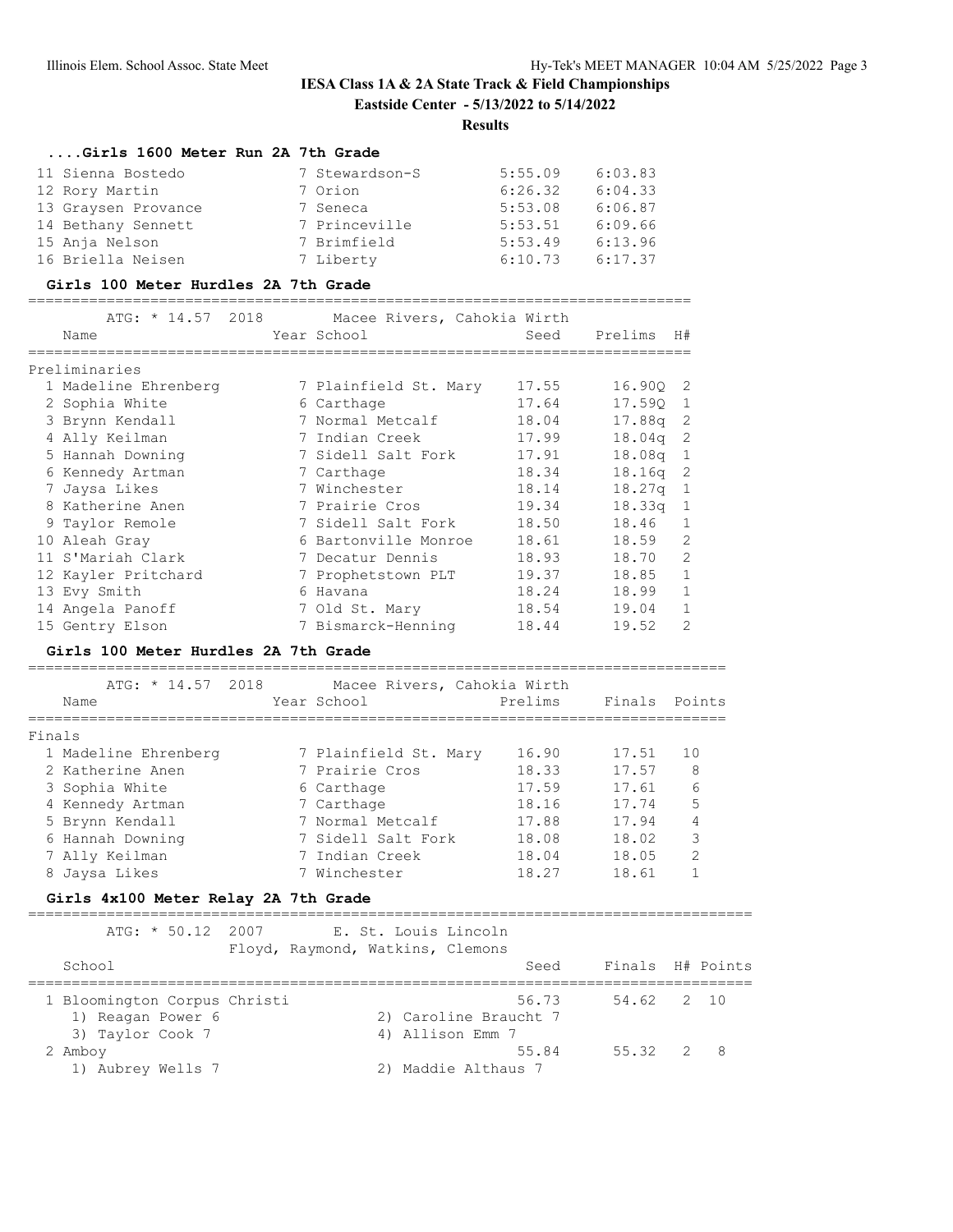**IESA Class 1A & 2A State Track & Field Championships**

**Eastside Center - 5/13/2022 to 5/14/2022**

**Results**

### ....Girls 1600 Meter Run 2A 7th Grade

| Place | Name | Year | School | Seed | Finals |
|---|---|---|---|---|---|
| 11 | Sienna Bostedo | 7 | Stewardson-S | 5:55.09 | 6:03.83 |
| 12 | Rory Martin | 7 | Orion | 6:26.32 | 6:04.33 |
| 13 | Graysen Provance | 7 | Seneca | 5:53.08 | 6:06.87 |
| 14 | Bethany Sennett | 7 | Princeville | 5:53.51 | 6:09.66 |
| 15 | Anja Nelson | 7 | Brimfield | 5:53.49 | 6:13.96 |
| 16 | Briella Neisen | 7 | Liberty | 6:10.73 | 6:17.37 |

### Girls 100 Meter Hurdles 2A 7th Grade

ATG: * 14.57 2018 Macee Rivers, Cahokia Wirth

Preliminaries

| Place | Name | Year | School | Seed | Prelims | H# |
|---|---|---|---|---|---|---|
| 1 | Madeline Ehrenberg | 7 | Plainfield St. Mary | 17.55 | 16.90Q | 2 |
| 2 | Sophia White | 6 | Carthage | 17.64 | 17.59Q | 1 |
| 3 | Brynn Kendall | 7 | Normal Metcalf | 18.04 | 17.88q | 2 |
| 4 | Ally Keilman | 7 | Indian Creek | 17.99 | 18.04q | 2 |
| 5 | Hannah Downing | 7 | Sidell Salt Fork | 17.91 | 18.08q | 1 |
| 6 | Kennedy Artman | 7 | Carthage | 18.34 | 18.16q | 2 |
| 7 | Jaysa Likes | 7 | Winchester | 18.14 | 18.27q | 1 |
| 8 | Katherine Anen | 7 | Prairie Cros | 19.34 | 18.33q | 1 |
| 9 | Taylor Remole | 7 | Sidell Salt Fork | 18.50 | 18.46 | 1 |
| 10 | Aleah Gray | 6 | Bartonville Monroe | 18.61 | 18.59 | 2 |
| 11 | S'Mariah Clark | 7 | Decatur Dennis | 18.93 | 18.70 | 2 |
| 12 | Kayler Pritchard | 7 | Prophetstown PLT | 19.37 | 18.85 | 1 |
| 13 | Evy Smith | 6 | Havana | 18.24 | 18.99 | 1 |
| 14 | Angela Panoff | 7 | Old St. Mary | 18.54 | 19.04 | 1 |
| 15 | Gentry Elson | 7 | Bismarck-Henning | 18.44 | 19.52 | 2 |

### Girls 100 Meter Hurdles 2A 7th Grade

ATG: * 14.57 2018 Macee Rivers, Cahokia Wirth

Finals

| Place | Name | Year | School | Prelims | Finals | Points |
|---|---|---|---|---|---|---|
| 1 | Madeline Ehrenberg | 7 | Plainfield St. Mary | 16.90 | 17.51 | 10 |
| 2 | Katherine Anen | 7 | Prairie Cros | 18.33 | 17.57 | 8 |
| 3 | Sophia White | 6 | Carthage | 17.59 | 17.61 | 6 |
| 4 | Kennedy Artman | 7 | Carthage | 18.16 | 17.74 | 5 |
| 5 | Brynn Kendall | 7 | Normal Metcalf | 17.88 | 17.94 | 4 |
| 6 | Hannah Downing | 7 | Sidell Salt Fork | 18.08 | 18.02 | 3 |
| 7 | Ally Keilman | 7 | Indian Creek | 18.04 | 18.05 | 2 |
| 8 | Jaysa Likes | 7 | Winchester | 18.27 | 18.61 | 1 |

### Girls 4x100 Meter Relay 2A 7th Grade

ATG: * 50.12 2007 E. St. Louis Lincoln
Floyd, Raymond, Watkins, Clemons

| Place | School | Seed | Finals | H# | Points |
|---|---|---|---|---|---|
| 1 | Bloomington Corpus Christi | 56.73 | 54.62 | 2 | 10 |
| | 1) Reagan Power 6, 2) Caroline Braucht 7, 3) Taylor Cook 7, 4) Allison Emm 7 | | | | |
| 2 | Amboy | 55.84 | 55.32 | 2 | 8 |
| | 1) Aubrey Wells 7, 2) Maddie Althaus 7 | | | | |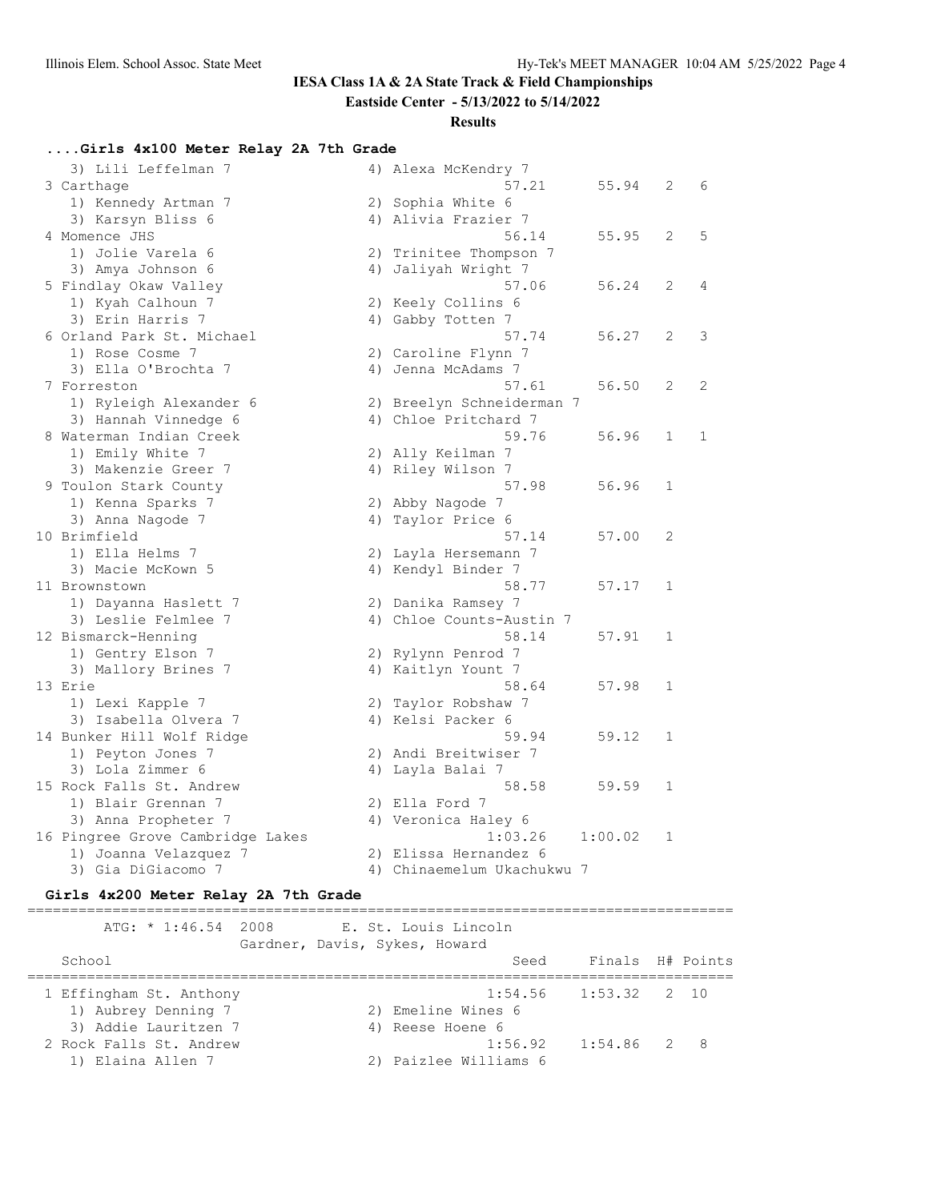# IESA Class 1A & 2A State Track & Field Championships

**Eastside Center - 5/13/2022 to 5/14/2022**

**Results**

### ....Girls 4x100 Meter Relay 2A 7th Grade

| Place | School | Seed | Finals | H# | Points |
|---|---|---|---|---|---|
| | 3) Lili Leffelman 7 — 4) Alexa McKendry 7 | | | | |
| 3 | Carthage | 57.21 | 55.94 | 2 | 6 |
| | 1) Kennedy Artman 7 — 2) Sophia White 6 — 3) Karsyn Bliss 6 — 4) Alivia Frazier 7 | | | | |
| 4 | Momence JHS | 56.14 | 55.95 | 2 | 5 |
| | 1) Jolie Varela 6 — 2) Trinitee Thompson 7 — 3) Amya Johnson 6 — 4) Jaliyah Wright 7 | | | | |
| 5 | Findlay Okaw Valley | 57.06 | 56.24 | 2 | 4 |
| | 1) Kyah Calhoun 7 — 2) Keely Collins 6 — 3) Erin Harris 7 — 4) Gabby Totten 7 | | | | |
| 6 | Orland Park St. Michael | 57.74 | 56.27 | 2 | 3 |
| | 1) Rose Cosme 7 — 2) Caroline Flynn 7 — 3) Ella O'Brochta 7 — 4) Jenna McAdams 7 | | | | |
| 7 | Forreston | 57.61 | 56.50 | 2 | 2 |
| | 1) Ryleigh Alexander 6 — 2) Breelyn Schneiderman 7 — 3) Hannah Vinnedge 6 — 4) Chloe Pritchard 7 | | | | |
| 8 | Waterman Indian Creek | 59.76 | 56.96 | 1 | 1 |
| | 1) Emily White 7 — 2) Ally Keilman 7 — 3) Makenzie Greer 7 — 4) Riley Wilson 7 | | | | |
| 9 | Toulon Stark County | 57.98 | 56.96 | 1 | |
| | 1) Kenna Sparks 7 — 2) Abby Nagode 7 — 3) Anna Nagode 7 — 4) Taylor Price 6 | | | | |
| 10 | Brimfield | 57.14 | 57.00 | 2 | |
| | 1) Ella Helms 7 — 2) Layla Hersemann 7 — 3) Macie McKown 5 — 4) Kendyl Binder 7 | | | | |
| 11 | Brownstown | 58.77 | 57.17 | 1 | |
| | 1) Dayanna Haslett 7 — 2) Danika Ramsey 7 — 3) Leslie Felmlee 7 — 4) Chloe Counts-Austin 7 | | | | |
| 12 | Bismarck-Henning | 58.14 | 57.91 | 1 | |
| | 1) Gentry Elson 7 — 2) Rylynn Penrod 7 — 3) Mallory Brines 7 — 4) Kaitlyn Yount 7 | | | | |
| 13 | Erie | 58.64 | 57.98 | 1 | |
| | 1) Lexi Kapple 7 — 2) Taylor Robshaw 7 — 3) Isabella Olvera 7 — 4) Kelsi Packer 6 | | | | |
| 14 | Bunker Hill Wolf Ridge | 59.94 | 59.12 | 1 | |
| | 1) Peyton Jones 7 — 2) Andi Breitwiser 7 — 3) Lola Zimmer 6 — 4) Layla Balai 7 | | | | |
| 15 | Rock Falls St. Andrew | 58.58 | 59.59 | 1 | |
| | 1) Blair Grennan 7 — 2) Ella Ford 7 — 3) Anna Propheter 7 — 4) Veronica Haley 6 | | | | |
| 16 | Pingree Grove Cambridge Lakes | 1:03.26 | 1:00.02 | 1 | |
| | 1) Joanna Velazquez 7 — 2) Elissa Hernandez 6 — 3) Gia DiGiacomo 7 — 4) Chinaemelum Ukachukwu 7 | | | | |

### Girls 4x200 Meter Relay 2A 7th Grade

ATG: * 1:46.54 2008 E. St. Louis Lincoln
Gardner, Davis, Sykes, Howard

| Place | School | Seed | Finals | H# | Points |
|---|---|---|---|---|---|
| 1 | Effingham St. Anthony | 1:54.56 | 1:53.32 | 2 | 10 |
| | 1) Aubrey Denning 7 — 2) Emeline Wines 6 — 3) Addie Lauritzen 7 — 4) Reese Hoene 6 | | | | |
| 2 | Rock Falls St. Andrew | 1:56.92 | 1:54.86 | 2 | 8 |
| | 1) Elaina Allen 7 — 2) Paizlee Williams 6 | | | | |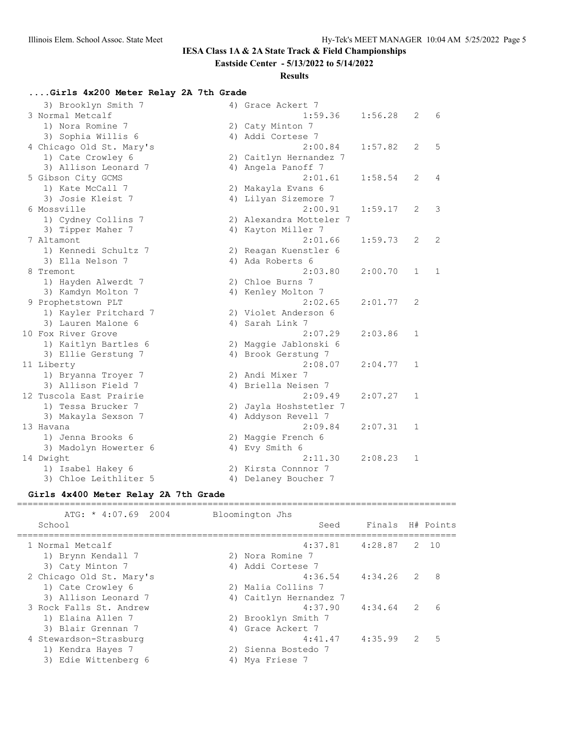## IESA Class 1A & 2A State Track & Field Championships

**Eastside Center - 5/13/2022 to 5/14/2022**

**Results**

### ....Girls 4x200 Meter Relay 2A 7th Grade

| Place | School / Runners | | Seed | Finals | H# | Points |
|---|---|---|---|---|---|---|
| | 3) Brooklyn Smith 7 | 4) Grace Ackert 7 | | | | |
| 3 | Normal Metcalf | | 1:59.36 | 1:56.28 | 2 | 6 |
| | 1) Nora Romine 7 | 2) Caty Minton 7 | | | | |
| | 3) Sophia Willis 6 | 4) Addi Cortese 7 | | | | |
| 4 | Chicago Old St. Mary's | | 2:00.84 | 1:57.82 | 2 | 5 |
| | 1) Cate Crowley 6 | 2) Caitlyn Hernandez 7 | | | | |
| | 3) Allison Leonard 7 | 4) Angela Panoff 7 | | | | |
| 5 | Gibson City GCMS | | 2:01.61 | 1:58.54 | 2 | 4 |
| | 1) Kate McCall 7 | 2) Makayla Evans 6 | | | | |
| | 3) Josie Kleist 7 | 4) Lilyan Sizemore 7 | | | | |
| 6 | Mossville | | 2:00.91 | 1:59.17 | 2 | 3 |
| | 1) Cydney Collins 7 | 2) Alexandra Motteler 7 | | | | |
| | 3) Tipper Maher 7 | 4) Kayton Miller 7 | | | | |
| 7 | Altamont | | 2:01.66 | 1:59.73 | 2 | 2 |
| | 1) Kennedi Schultz 7 | 2) Reagan Kuenstler 6 | | | | |
| | 3) Ella Nelson 7 | 4) Ada Roberts 6 | | | | |
| 8 | Tremont | | 2:03.80 | 2:00.70 | 1 | 1 |
| | 1) Hayden Alwerdt 7 | 2) Chloe Burns 7 | | | | |
| | 3) Kamdyn Molton 7 | 4) Kenley Molton 7 | | | | |
| 9 | Prophetstown PLT | | 2:02.65 | 2:01.77 | 2 | |
| | 1) Kayler Pritchard 7 | 2) Violet Anderson 6 | | | | |
| | 3) Lauren Malone 6 | 4) Sarah Link 7 | | | | |
| 10 | Fox River Grove | | 2:07.29 | 2:03.86 | 1 | |
| | 1) Kaitlyn Bartles 6 | 2) Maggie Jablonski 6 | | | | |
| | 3) Ellie Gerstung 7 | 4) Brook Gerstung 7 | | | | |
| 11 | Liberty | | 2:08.07 | 2:04.77 | 1 | |
| | 1) Bryanna Troyer 7 | 2) Andi Mixer 7 | | | | |
| | 3) Allison Field 7 | 4) Briella Neisen 7 | | | | |
| 12 | Tuscola East Prairie | | 2:09.49 | 2:07.27 | 1 | |
| | 1) Tessa Brucker 7 | 2) Jayla Hoshstetler 7 | | | | |
| | 3) Makayla Sexson 7 | 4) Addyson Revell 7 | | | | |
| 13 | Havana | | 2:09.84 | 2:07.31 | 1 | |
| | 1) Jenna Brooks 6 | 2) Maggie French 6 | | | | |
| | 3) Madolyn Howerter 6 | 4) Evy Smith 6 | | | | |
| 14 | Dwight | | 2:11.30 | 2:08.23 | 1 | |
| | 1) Isabel Hakey 6 | 2) Kirsta Connnor 7 | | | | |
| | 3) Chloe Leithliter 5 | 4) Delaney Boucher 7 | | | | |

### Girls 4x400 Meter Relay 2A 7th Grade

ATG: * 4:07.69 2004 Bloomington Jhs

| Place | School / Runners | | Seed | Finals | H# | Points |
|---|---|---|---|---|---|---|
| 1 | Normal Metcalf | | 4:37.81 | 4:28.87 | 2 | 10 |
| | 1) Brynn Kendall 7 | 2) Nora Romine 7 | | | | |
| | 3) Caty Minton 7 | 4) Addi Cortese 7 | | | | |
| 2 | Chicago Old St. Mary's | | 4:36.54 | 4:34.26 | 2 | 8 |
| | 1) Cate Crowley 6 | 2) Malia Collins 7 | | | | |
| | 3) Allison Leonard 7 | 4) Caitlyn Hernandez 7 | | | | |
| 3 | Rock Falls St. Andrew | | 4:37.90 | 4:34.64 | 2 | 6 |
| | 1) Elaina Allen 7 | 2) Brooklyn Smith 7 | | | | |
| | 3) Blair Grennan 7 | 4) Grace Ackert 7 | | | | |
| 4 | Stewardson-Strasburg | | 4:41.47 | 4:35.99 | 2 | 5 |
| | 1) Kendra Hayes 7 | 2) Sienna Bostedo 7 | | | | |
| | 3) Edie Wittenberg 6 | 4) Mya Friese 7 | | | | |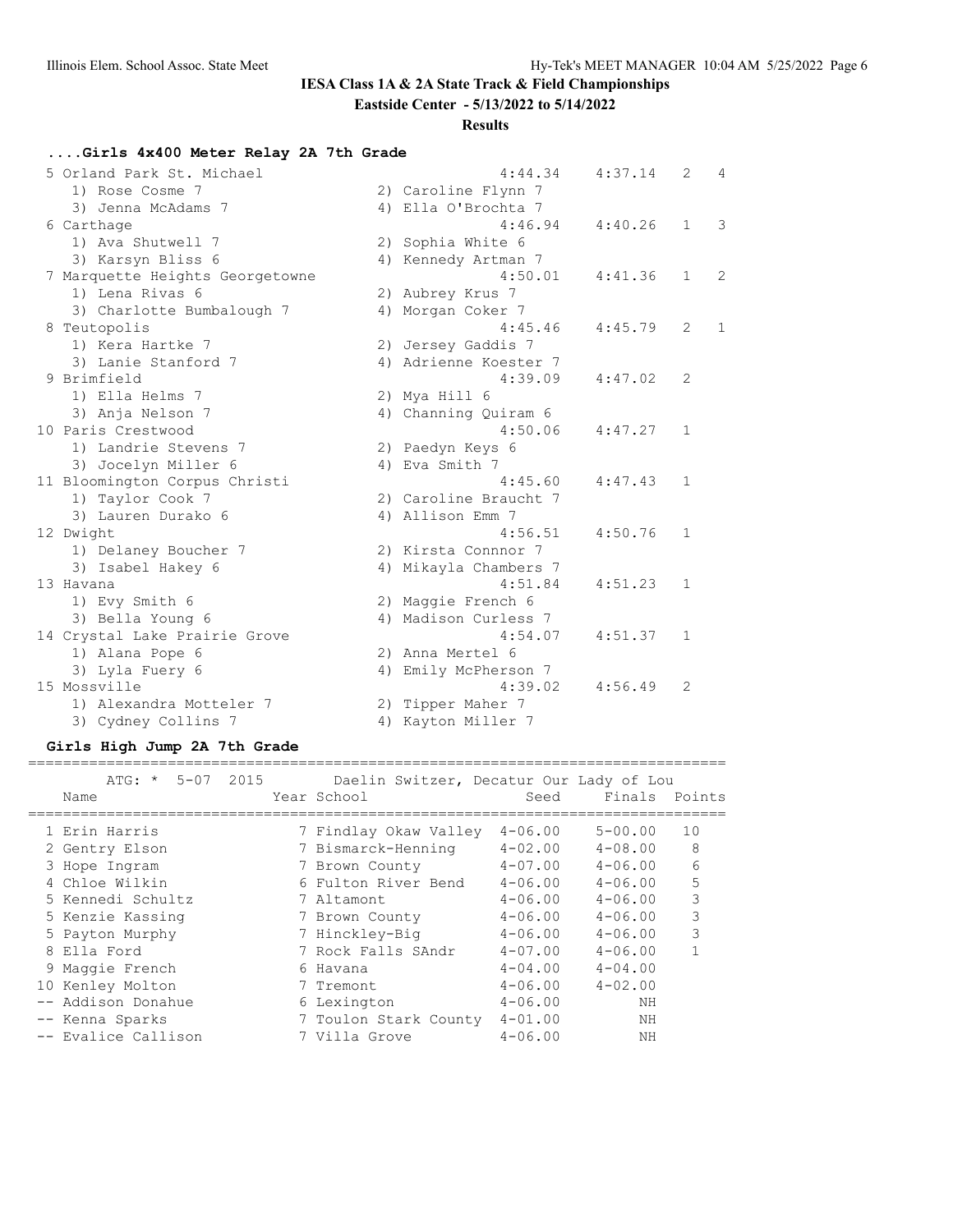# IESA Class 1A & 2A State Track & Field Championships

**Eastside Center - 5/13/2022 to 5/14/2022**

**Results**

### ....Girls 4x400 Meter Relay 2A 7th Grade

| Place | School | Seed | Finals | H# | Points |
|---|---|---|---|---|---|
| 5 | Orland Park St. Michael | 4:44.34 | 4:37.14 | 2 | 4 |
| | 1) Rose Cosme 7; 2) Caroline Flynn 7; 3) Jenna McAdams 7; 4) Ella O'Brochta 7 | | | | |
| 6 | Carthage | 4:46.94 | 4:40.26 | 1 | 3 |
| | 1) Ava Shutwell 7; 2) Sophia White 6; 3) Karsyn Bliss 6; 4) Kennedy Artman 7 | | | | |
| 7 | Marquette Heights Georgetowne | 4:50.01 | 4:41.36 | 1 | 2 |
| | 1) Lena Rivas 6; 2) Aubrey Krus 7; 3) Charlotte Bumbalough 7; 4) Morgan Coker 7 | | | | |
| 8 | Teutopolis | 4:45.46 | 4:45.79 | 2 | 1 |
| | 1) Kera Hartke 7; 2) Jersey Gaddis 7; 3) Lanie Stanford 7; 4) Adrienne Koester 7 | | | | |
| 9 | Brimfield | 4:39.09 | 4:47.02 | 2 | |
| | 1) Ella Helms 7; 2) Mya Hill 6; 3) Anja Nelson 7; 4) Channing Quiram 6 | | | | |
| 10 | Paris Crestwood | 4:50.06 | 4:47.27 | 1 | |
| | 1) Landrie Stevens 7; 2) Paedyn Keys 6; 3) Jocelyn Miller 6; 4) Eva Smith 7 | | | | |
| 11 | Bloomington Corpus Christi | 4:45.60 | 4:47.43 | 1 | |
| | 1) Taylor Cook 7; 2) Caroline Braucht 7; 3) Lauren Durako 6; 4) Allison Emm 7 | | | | |
| 12 | Dwight | 4:56.51 | 4:50.76 | 1 | |
| | 1) Delaney Boucher 7; 2) Kirsta Connnor 7; 3) Isabel Hakey 6; 4) Mikayla Chambers 7 | | | | |
| 13 | Havana | 4:51.84 | 4:51.23 | 1 | |
| | 1) Evy Smith 6; 2) Maggie French 6; 3) Bella Young 6; 4) Madison Curless 7 | | | | |
| 14 | Crystal Lake Prairie Grove | 4:54.07 | 4:51.37 | 1 | |
| | 1) Alana Pope 6; 2) Anna Mertel 6; 3) Lyla Fuery 6; 4) Emily McPherson 7 | | | | |
| 15 | Mossville | 4:39.02 | 4:56.49 | 2 | |
| | 1) Alexandra Motteler 7; 2) Tipper Maher 7; 3) Cydney Collins 7; 4) Kayton Miller 7 | | | | |

### Girls High Jump 2A 7th Grade

ATG: * 5-07 2015 Daelin Switzer, Decatur Our Lady of Lou

| Place | Name | Year | School | Seed | Finals | Points |
|---|---|---|---|---|---|---|
| 1 | Erin Harris | 7 | Findlay Okaw Valley | 4-06.00 | 5-00.00 | 10 |
| 2 | Gentry Elson | 7 | Bismarck-Henning | 4-02.00 | 4-08.00 | 8 |
| 3 | Hope Ingram | 7 | Brown County | 4-07.00 | 4-06.00 | 6 |
| 4 | Chloe Wilkin | 6 | Fulton River Bend | 4-06.00 | 4-06.00 | 5 |
| 5 | Kennedi Schultz | 7 | Altamont | 4-06.00 | 4-06.00 | 3 |
| 5 | Kenzie Kassing | 7 | Brown County | 4-06.00 | 4-06.00 | 3 |
| 5 | Payton Murphy | 7 | Hinckley-Big | 4-06.00 | 4-06.00 | 3 |
| 8 | Ella Ford | 7 | Rock Falls SAndr | 4-07.00 | 4-06.00 | 1 |
| 9 | Maggie French | 6 | Havana | 4-04.00 | 4-04.00 | |
| 10 | Kenley Molton | 7 | Tremont | 4-06.00 | 4-02.00 | |
| -- | Addison Donahue | 6 | Lexington | 4-06.00 | NH | |
| -- | Kenna Sparks | 7 | Toulon Stark County | 4-01.00 | NH | |
| -- | Evalice Callison | 7 | Villa Grove | 4-06.00 | NH | |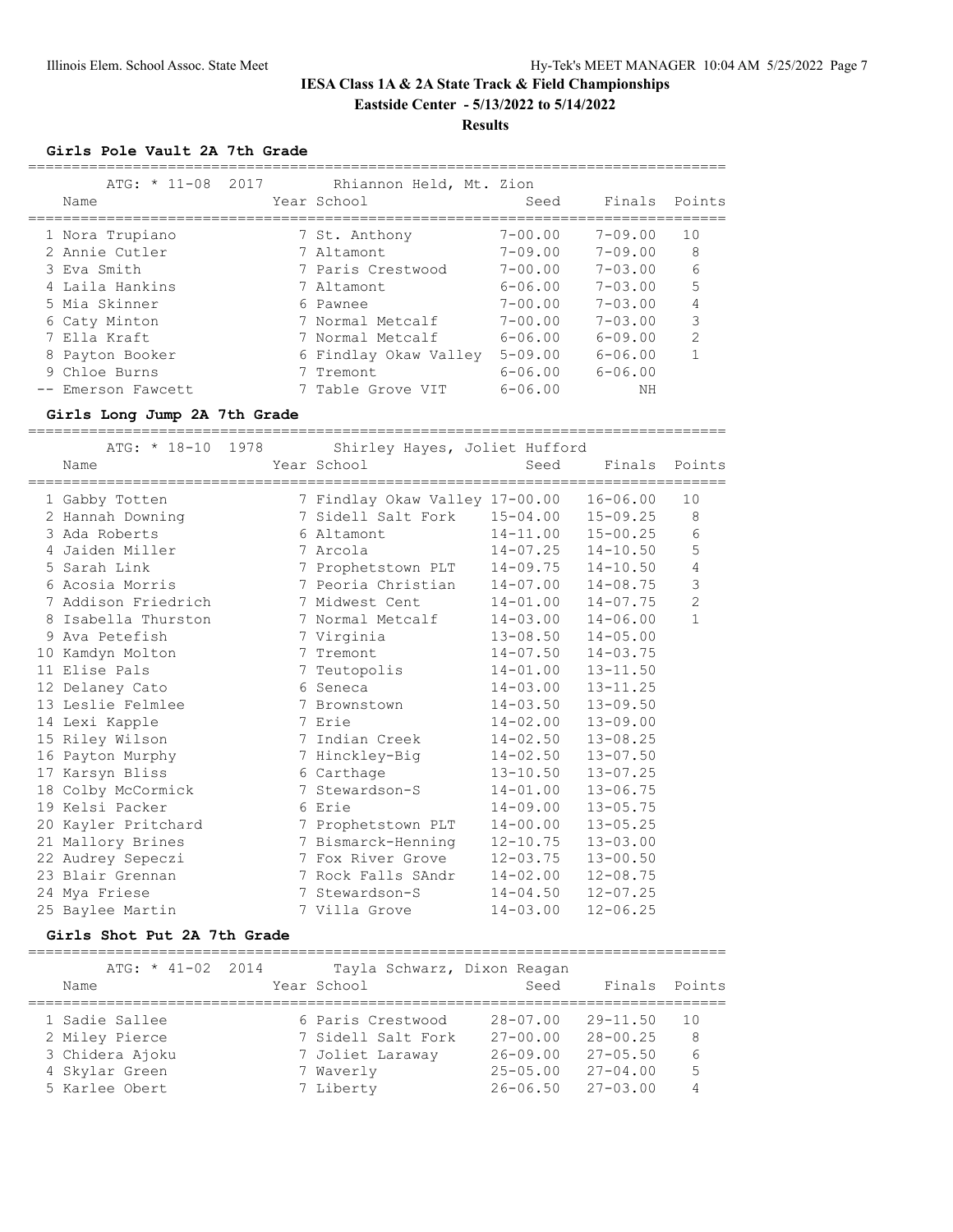# IESA Class 1A & 2A State Track & Field Championships

**Eastside Center - 5/13/2022 to 5/14/2022**

**Results**

### Girls Pole Vault 2A 7th Grade

ATG: * 11-08 2017 Rhiannon Held, Mt. Zion

| | Name | Year | School | Seed | Finals | Points |
|---|---|---|---|---|---|---|
| 1 | Nora Trupiano | 7 | St. Anthony | 7-00.00 | 7-09.00 | 10 |
| 2 | Annie Cutler | 7 | Altamont | 7-09.00 | 7-09.00 | 8 |
| 3 | Eva Smith | 7 | Paris Crestwood | 7-00.00 | 7-03.00 | 6 |
| 4 | Laila Hankins | 7 | Altamont | 6-06.00 | 7-03.00 | 5 |
| 5 | Mia Skinner | 6 | Pawnee | 7-00.00 | 7-03.00 | 4 |
| 6 | Caty Minton | 7 | Normal Metcalf | 7-00.00 | 7-03.00 | 3 |
| 7 | Ella Kraft | 7 | Normal Metcalf | 6-06.00 | 6-09.00 | 2 |
| 8 | Payton Booker | 6 | Findlay Okaw Valley | 5-09.00 | 6-06.00 | 1 |
| 9 | Chloe Burns | 7 | Tremont | 6-06.00 | 6-06.00 | |
| -- | Emerson Fawcett | 7 | Table Grove VIT | 6-06.00 | NH | |

### Girls Long Jump 2A 7th Grade

ATG: * 18-10 1978 Shirley Hayes, Joliet Hufford

| | Name | Year | School | Seed | Finals | Points |
|---|---|---|---|---|---|---|
| 1 | Gabby Totten | 7 | Findlay Okaw Valley | 17-00.00 | 16-06.00 | 10 |
| 2 | Hannah Downing | 7 | Sidell Salt Fork | 15-04.00 | 15-09.25 | 8 |
| 3 | Ada Roberts | 6 | Altamont | 14-11.00 | 15-00.25 | 6 |
| 4 | Jaiden Miller | 7 | Arcola | 14-07.25 | 14-10.50 | 5 |
| 5 | Sarah Link | 7 | Prophetstown PLT | 14-09.75 | 14-10.50 | 4 |
| 6 | Acosia Morris | 7 | Peoria Christian | 14-07.00 | 14-08.75 | 3 |
| 7 | Addison Friedrich | 7 | Midwest Cent | 14-01.00 | 14-07.75 | 2 |
| 8 | Isabella Thurston | 7 | Normal Metcalf | 14-03.00 | 14-06.00 | 1 |
| 9 | Ava Petefish | 7 | Virginia | 13-08.50 | 14-05.00 | |
| 10 | Kamdyn Molton | 7 | Tremont | 14-07.50 | 14-03.75 | |
| 11 | Elise Pals | 7 | Teutopolis | 14-01.00 | 13-11.50 | |
| 12 | Delaney Cato | 6 | Seneca | 14-03.00 | 13-11.25 | |
| 13 | Leslie Felmlee | 7 | Brownstown | 14-03.50 | 13-09.50 | |
| 14 | Lexi Kapple | 7 | Erie | 14-02.00 | 13-09.00 | |
| 15 | Riley Wilson | 7 | Indian Creek | 14-02.50 | 13-08.25 | |
| 16 | Payton Murphy | 7 | Hinckley-Big | 14-02.50 | 13-07.50 | |
| 17 | Karsyn Bliss | 6 | Carthage | 13-10.50 | 13-07.25 | |
| 18 | Colby McCormick | 7 | Stewardson-S | 14-01.00 | 13-06.75 | |
| 19 | Kelsi Packer | 6 | Erie | 14-09.00 | 13-05.75 | |
| 20 | Kayler Pritchard | 7 | Prophetstown PLT | 14-00.00 | 13-05.25 | |
| 21 | Mallory Brines | 7 | Bismarck-Henning | 12-10.75 | 13-03.00 | |
| 22 | Audrey Sepeczi | 7 | Fox River Grove | 12-03.75 | 13-00.50 | |
| 23 | Blair Grennan | 7 | Rock Falls SAndr | 14-02.00 | 12-08.75 | |
| 24 | Mya Friese | 7 | Stewardson-S | 14-04.50 | 12-07.25 | |
| 25 | Baylee Martin | 7 | Villa Grove | 14-03.00 | 12-06.25 | |

### Girls Shot Put 2A 7th Grade

ATG: * 41-02 2014 Tayla Schwarz, Dixon Reagan

| | Name | Year | School | Seed | Finals | Points |
|---|---|---|---|---|---|---|
| 1 | Sadie Sallee | 6 | Paris Crestwood | 28-07.00 | 29-11.50 | 10 |
| 2 | Miley Pierce | 7 | Sidell Salt Fork | 27-00.00 | 28-00.25 | 8 |
| 3 | Chidera Ajoku | 7 | Joliet Laraway | 26-09.00 | 27-05.50 | 6 |
| 4 | Skylar Green | 7 | Waverly | 25-05.00 | 27-04.00 | 5 |
| 5 | Karlee Obert | 7 | Liberty | 26-06.50 | 27-03.00 | 4 |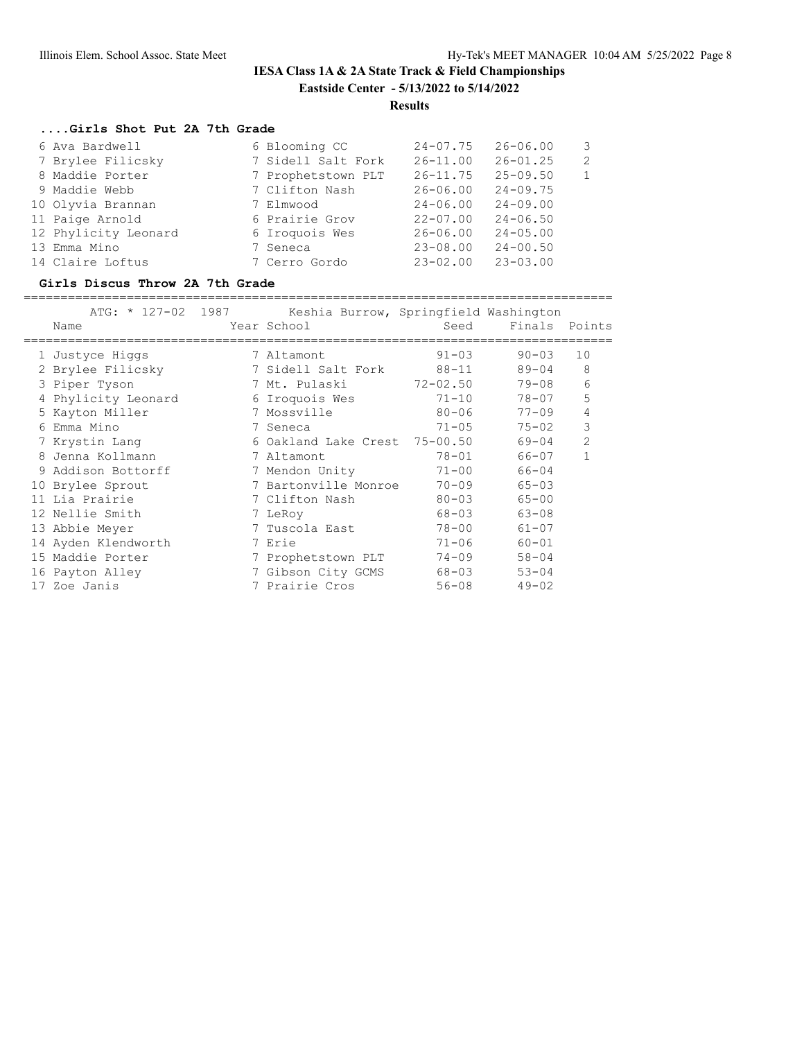**IESA Class 1A & 2A State Track & Field Championships**

**Eastside Center - 5/13/2022 to 5/14/2022**

**Results**

### ....Girls Shot Put 2A 7th Grade

| | Name | Year | School | Seed | Finals | Points |
|---|---|---|---|---|---|---|
| 6 | Ava Bardwell | 6 | Blooming CC | 24-07.75 | 26-06.00 | 3 |
| 7 | Brylee Filicsky | 7 | Sidell Salt Fork | 26-11.00 | 26-01.25 | 2 |
| 8 | Maddie Porter | 7 | Prophetstown PLT | 26-11.75 | 25-09.50 | 1 |
| 9 | Maddie Webb | 7 | Clifton Nash | 26-06.00 | 24-09.75 | |
| 10 | Olyvia Brannan | 7 | Elmwood | 24-06.00 | 24-09.00 | |
| 11 | Paige Arnold | 6 | Prairie Grov | 22-07.00 | 24-06.50 | |
| 12 | Phylicity Leonard | 6 | Iroquois Wes | 26-06.00 | 24-05.00 | |
| 13 | Emma Mino | 7 | Seneca | 23-08.00 | 24-00.50 | |
| 14 | Claire Loftus | 7 | Cerro Gordo | 23-02.00 | 23-03.00 | |

### Girls Discus Throw 2A 7th Grade

ATG: * 127-02 1987 Keshia Burrow, Springfield Washington

| | Name | Year | School | Seed | Finals | Points |
|---|---|---|---|---|---|---|
| 1 | Justyce Higgs | 7 | Altamont | 91-03 | 90-03 | 10 |
| 2 | Brylee Filicsky | 7 | Sidell Salt Fork | 88-11 | 89-04 | 8 |
| 3 | Piper Tyson | 7 | Mt. Pulaski | 72-02.50 | 79-08 | 6 |
| 4 | Phylicity Leonard | 6 | Iroquois Wes | 71-10 | 78-07 | 5 |
| 5 | Kayton Miller | 7 | Mossville | 80-06 | 77-09 | 4 |
| 6 | Emma Mino | 7 | Seneca | 71-05 | 75-02 | 3 |
| 7 | Krystin Lang | 6 | Oakland Lake Crest | 75-00.50 | 69-04 | 2 |
| 8 | Jenna Kollmann | 7 | Altamont | 78-01 | 66-07 | 1 |
| 9 | Addison Bottorff | 7 | Mendon Unity | 71-00 | 66-04 | |
| 10 | Brylee Sprout | 7 | Bartonville Monroe | 70-09 | 65-03 | |
| 11 | Lia Prairie | 7 | Clifton Nash | 80-03 | 65-00 | |
| 12 | Nellie Smith | 7 | LeRoy | 68-03 | 63-08 | |
| 13 | Abbie Meyer | 7 | Tuscola East | 78-00 | 61-07 | |
| 14 | Ayden Klendworth | 7 | Erie | 71-06 | 60-01 | |
| 15 | Maddie Porter | 7 | Prophetstown PLT | 74-09 | 58-04 | |
| 16 | Payton Alley | 7 | Gibson City GCMS | 68-03 | 53-04 | |
| 17 | Zoe Janis | 7 | Prairie Cros | 56-08 | 49-02 | |